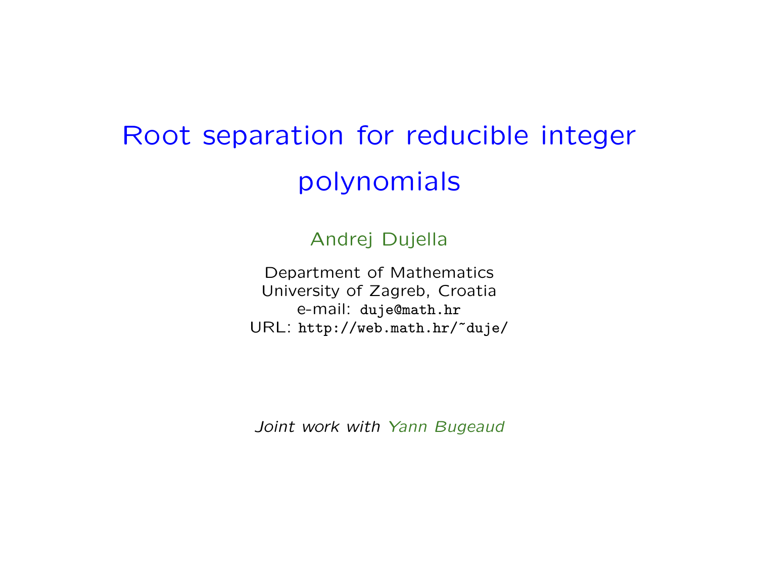# Root separation for reducible integer polynomials

Andrej Dujella

Department of Mathematics
University of Zagreb, Croatia
e-mail: `duje@math.hr`
URL: `http://web.math.hr/~duje/`

*Joint work with Yann Bugeaud*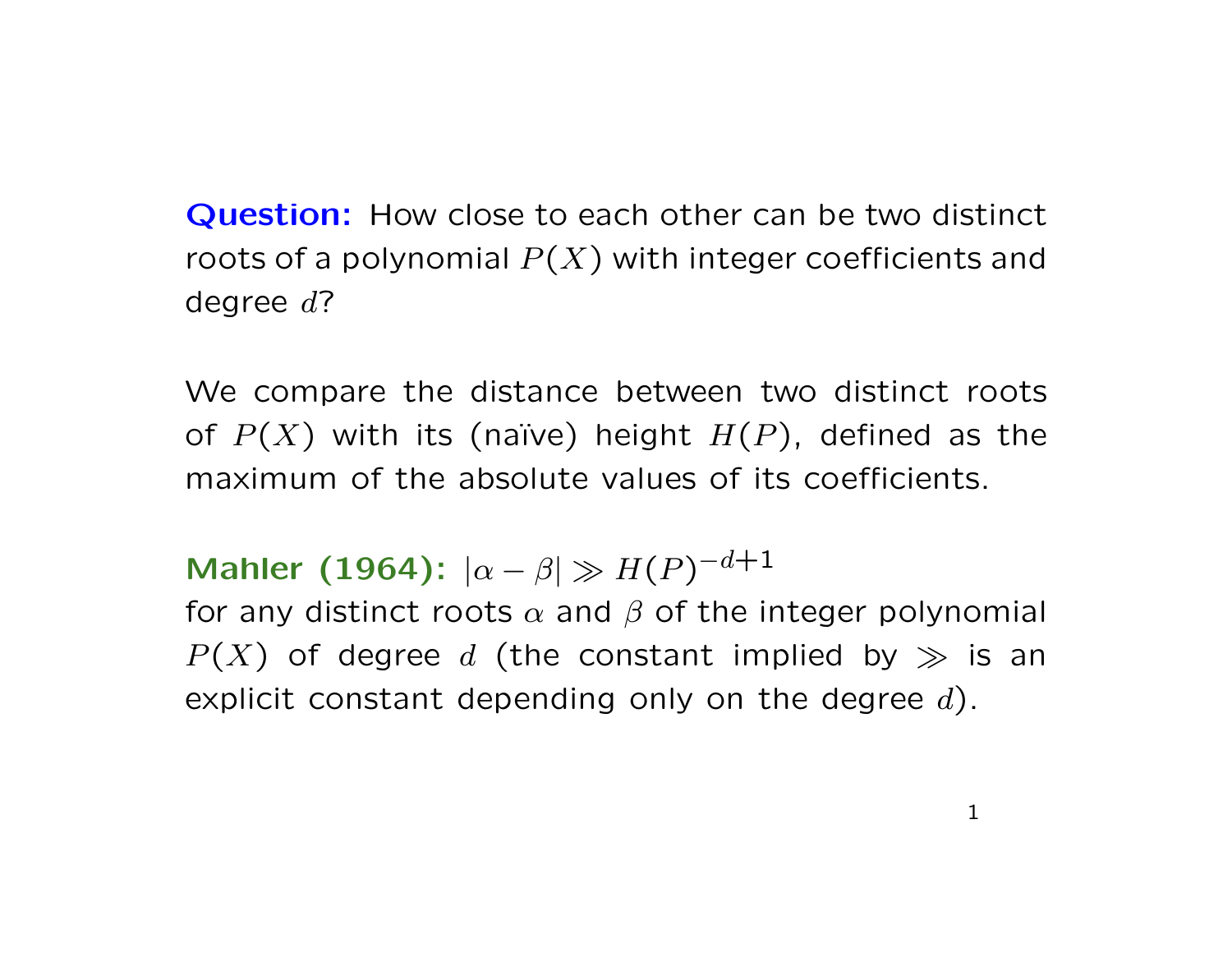**Question:** How close to each other can be two distinct roots of a polynomial $P(X)$ with integer coefficients and degree $d$?

We compare the distance between two distinct roots of $P(X)$ with its (naïve) height $H(P)$, defined as the maximum of the absolute values of its coefficients.

**Mahler (1964):** $|\alpha - \beta| \gg H(P)^{-d+1}$
for any distinct roots $\alpha$ and $\beta$ of the integer polynomial $P(X)$ of degree $d$ (the constant implied by $\gg$ is an explicit constant depending only on the degree $d$).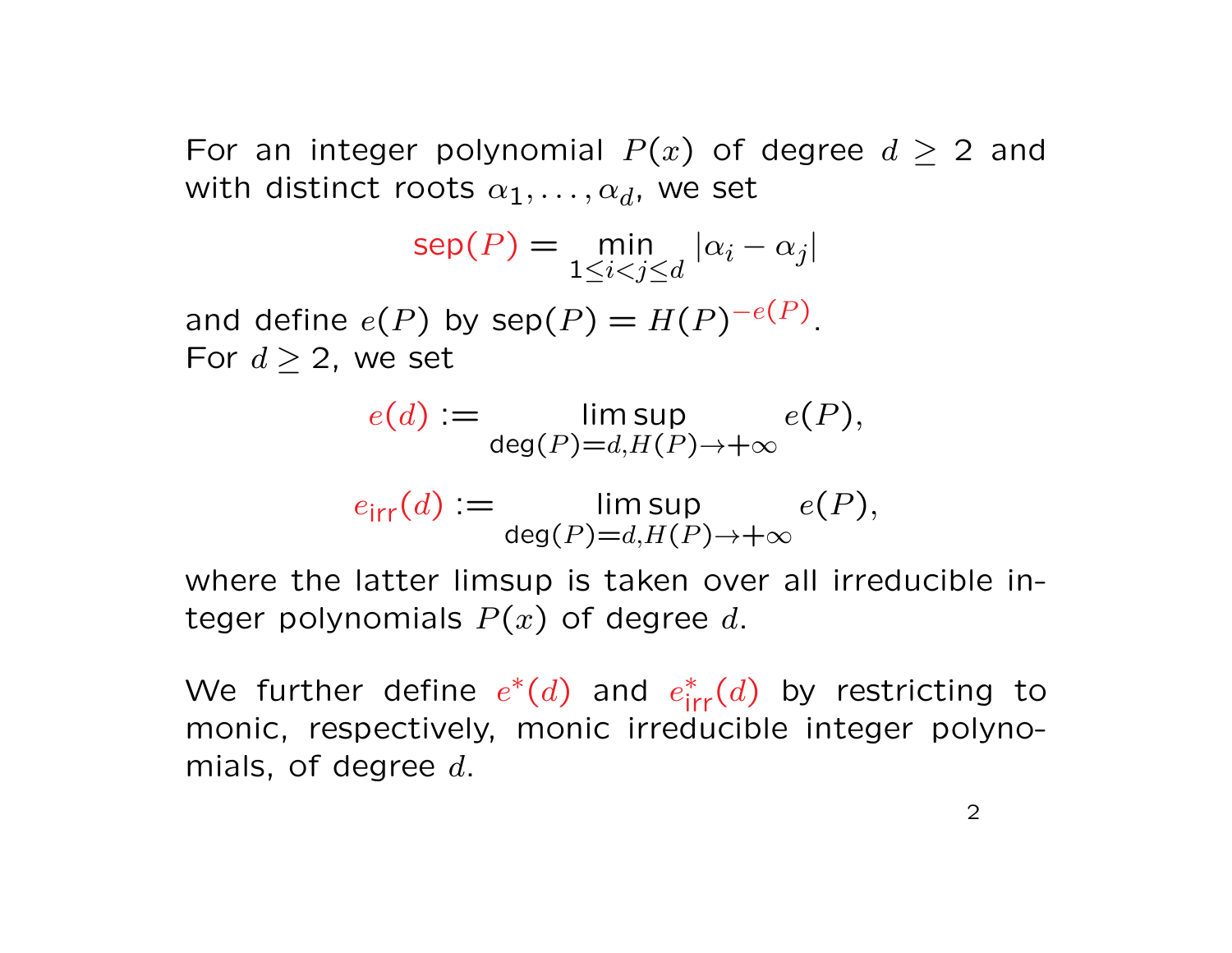For an integer polynomial $P(x)$ of degree $d \geq 2$ and with distinct roots $\alpha_1, \ldots, \alpha_d$, we set

$$\mathrm{sep}(P) = \min_{1 \leq i < j \leq d} |\alpha_i - \alpha_j|$$

and define $e(P)$ by $\mathrm{sep}(P) = H(P)^{-e(P)}$.
For $d \geq 2$, we set

$$e(d) := \limsup_{\deg(P)=d, H(P) \to +\infty} e(P),$$

$$e_{\mathrm{irr}}(d) := \limsup_{\deg(P)=d, H(P) \to +\infty} e(P),$$

where the latter limsup is taken over all irreducible integer polynomials $P(x)$ of degree $d$.

We further define $e^*(d)$ and $e^*_{\mathrm{irr}}(d)$ by restricting to monic, respectively, monic irreducible integer polynomials, of degree $d$.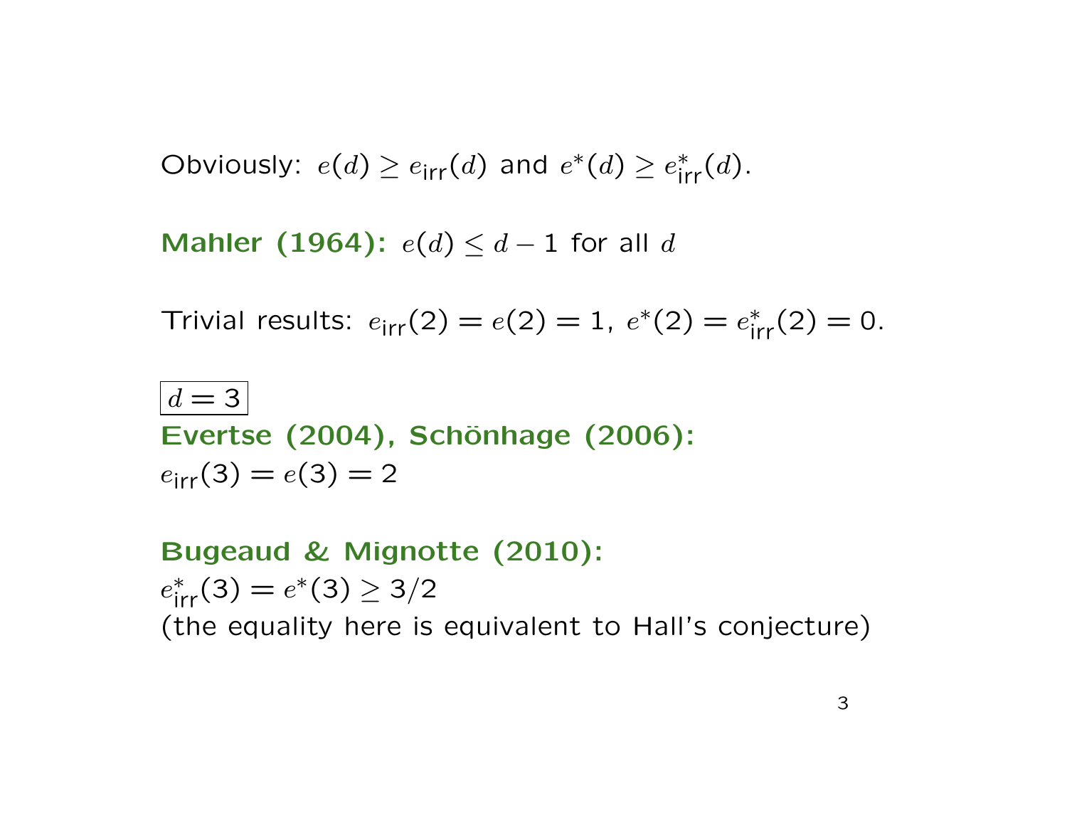Obviously: $e(d) \geq e_{\mathsf{irr}}(d)$ and $e^*(d) \geq e^*_{\mathsf{irr}}(d)$.

**Mahler (1964):** $e(d) \leq d-1$ for all $d$

Trivial results: $e_{\mathsf{irr}}(2) = e(2) = 1$, $e^*(2) = e^*_{\mathsf{irr}}(2) = 0$.

$\boxed{d = 3}$

**Evertse (2004), Schönhage (2006):**

$e_{\mathsf{irr}}(3) = e(3) = 2$

**Bugeaud & Mignotte (2010):**

$e^*_{\mathsf{irr}}(3) = e^*(3) \geq 3/2$

(the equality here is equivalent to Hall's conjecture)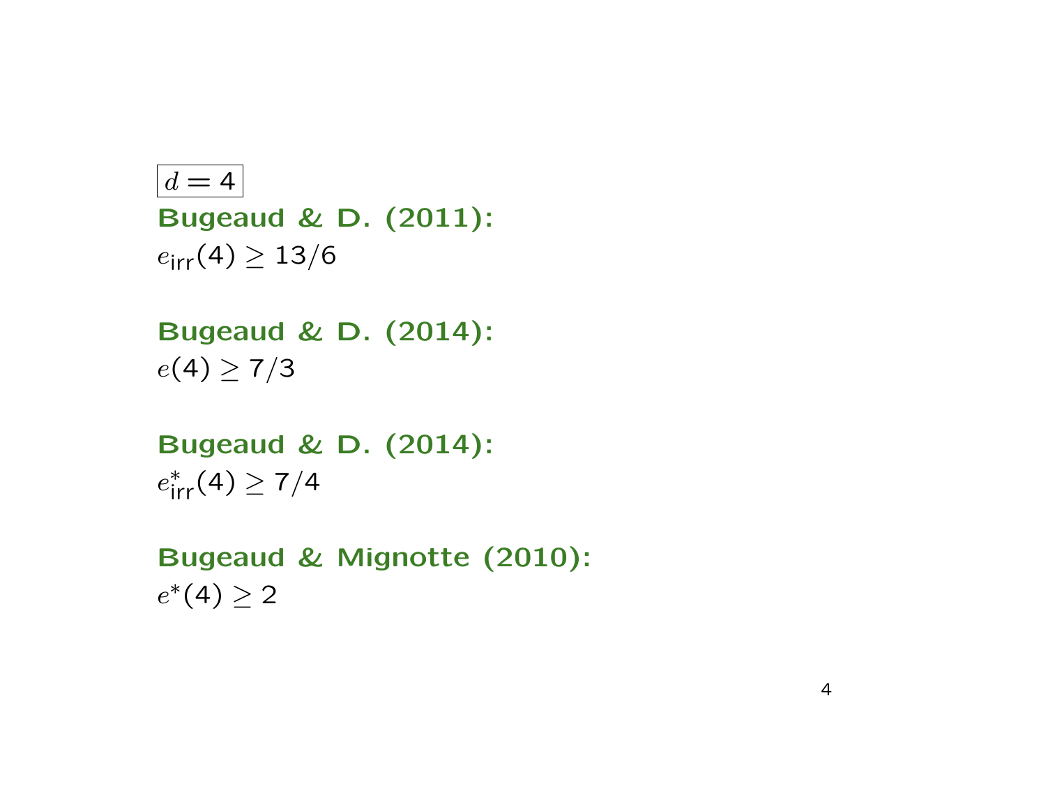$\boxed{d = 4}$

**Bugeaud & D. (2011):**
$e_{\mathrm{irr}}(4) \geq 13/6$

**Bugeaud & D. (2014):**
$e(4) \geq 7/3$

**Bugeaud & D. (2014):**
$e^*_{\mathrm{irr}}(4) \geq 7/4$

**Bugeaud & Mignotte (2010):**
$e^*(4) \geq 2$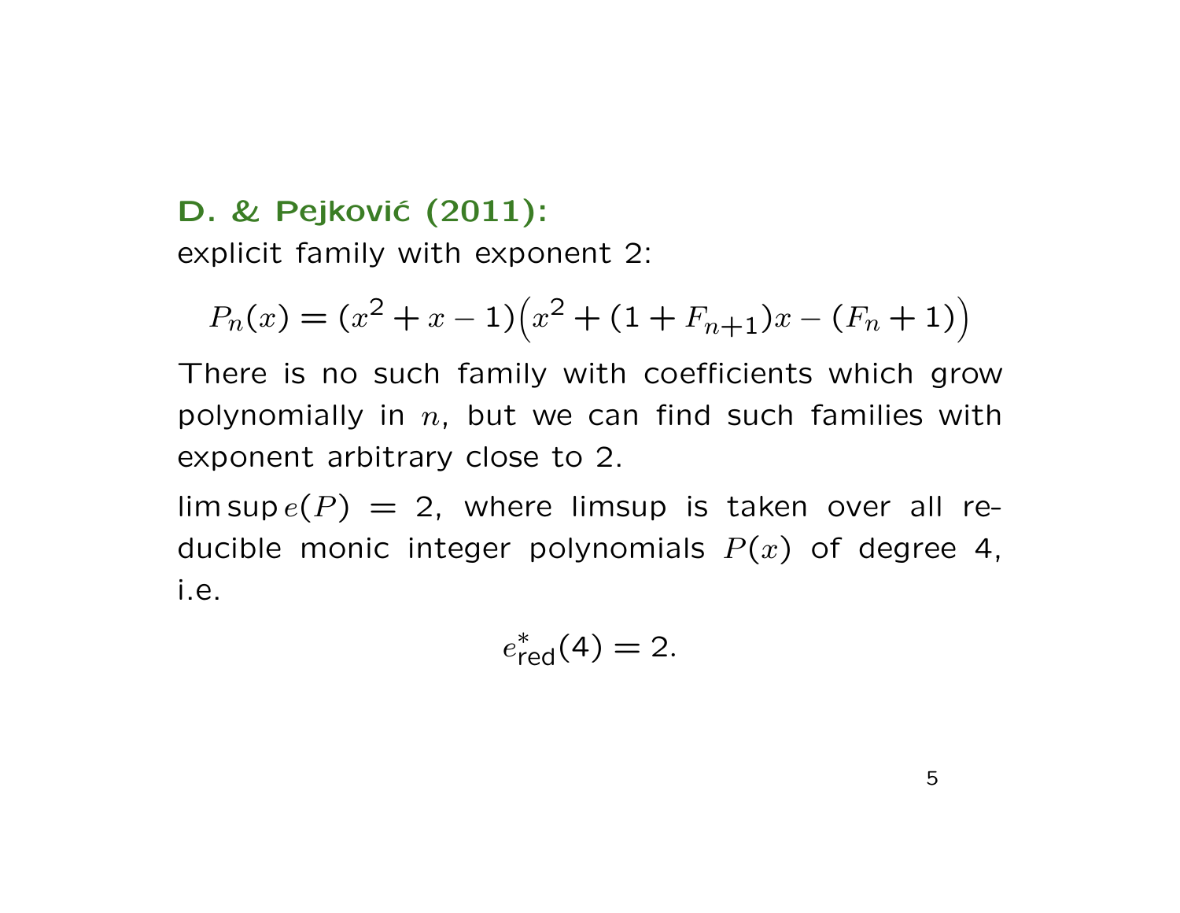**D. & Pejković (2011):**

explicit family with exponent 2:

$$P_n(x) = (x^2 + x - 1)\Big(x^2 + (1 + F_{n+1})x - (F_n + 1)\Big)$$

There is no such family with coefficients which grow polynomially in $n$, but we can find such families with exponent arbitrary close to 2.

$\limsup e(P) = 2$, where limsup is taken over all reducible monic integer polynomials $P(x)$ of degree 4, i.e.

$$e^*_{\mathrm{red}}(4) = 2.$$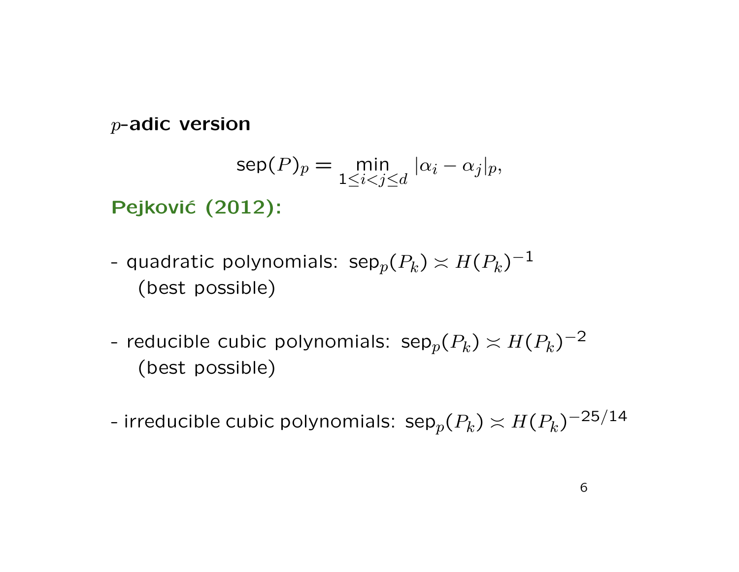**$p$-adic version**

$$\mathrm{sep}(P)_p = \min_{1 \le i < j \le d} |\alpha_i - \alpha_j|_p,$$

**Pejković (2012):**

- quadratic polynomials: $\mathrm{sep}_p(P_k) \asymp H(P_k)^{-1}$
  (best possible)

- reducible cubic polynomials: $\mathrm{sep}_p(P_k) \asymp H(P_k)^{-2}$
  (best possible)

- irreducible cubic polynomials: $\mathrm{sep}_p(P_k) \asymp H(P_k)^{-25/14}$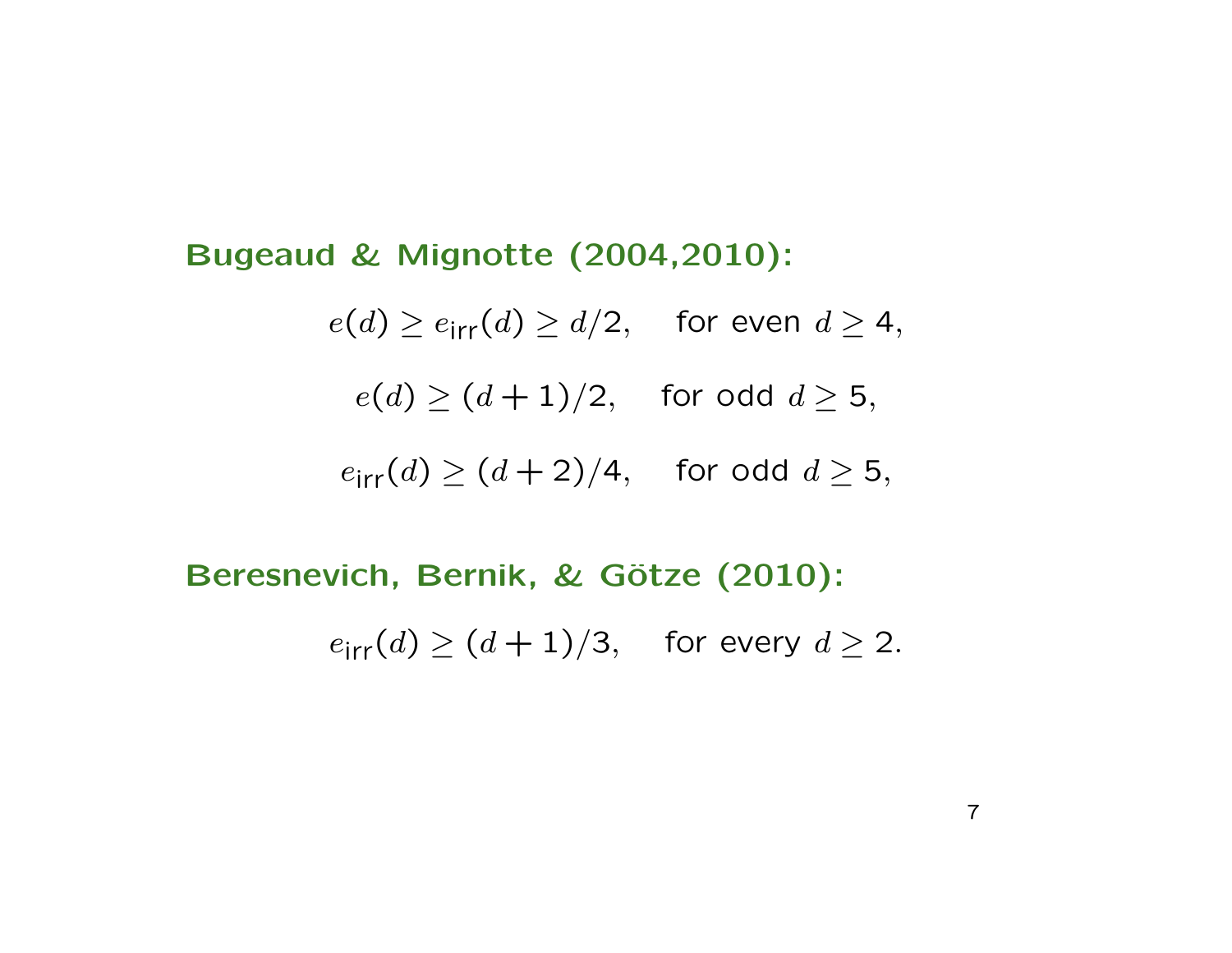**Bugeaud & Mignotte (2004,2010):**

$$e(d) \geq e_{\mathsf{irr}}(d) \geq d/2, \quad \text{for even } d \geq 4,$$

$$e(d) \geq (d+1)/2, \quad \text{for odd } d \geq 5,$$

$$e_{\mathsf{irr}}(d) \geq (d+2)/4, \quad \text{for odd } d \geq 5,$$

**Beresnevich, Bernik, & Götze (2010):**

$$e_{\mathsf{irr}}(d) \geq (d+1)/3, \quad \text{for every } d \geq 2.$$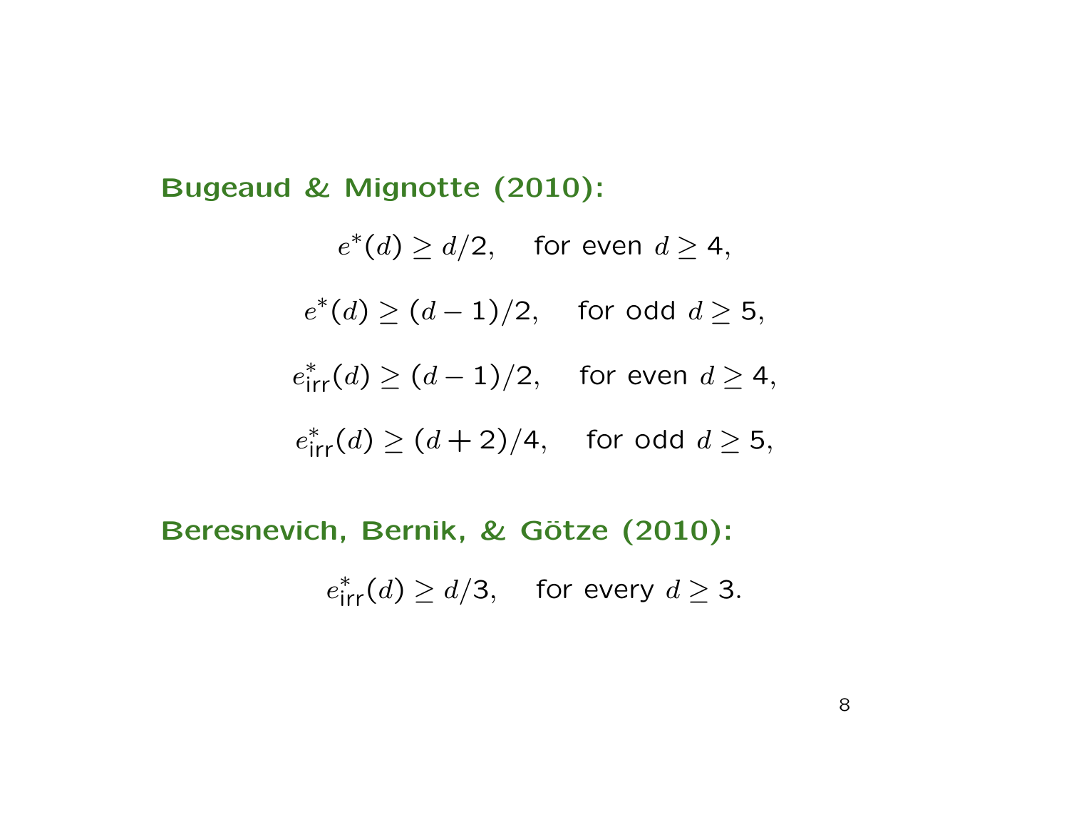**Bugeaud & Mignotte (2010):**

$$e^*(d) \geq d/2, \quad \text{for even } d \geq 4,$$

$$e^*(d) \geq (d-1)/2, \quad \text{for odd } d \geq 5,$$

$$e^*_{\mathsf{irr}}(d) \geq (d-1)/2, \quad \text{for even } d \geq 4,$$

$$e^*_{\mathsf{irr}}(d) \geq (d+2)/4, \quad \text{for odd } d \geq 5,$$

**Beresnevich, Bernik, & Götze (2010):**

$$e^*_{\mathsf{irr}}(d) \geq d/3, \quad \text{for every } d \geq 3.$$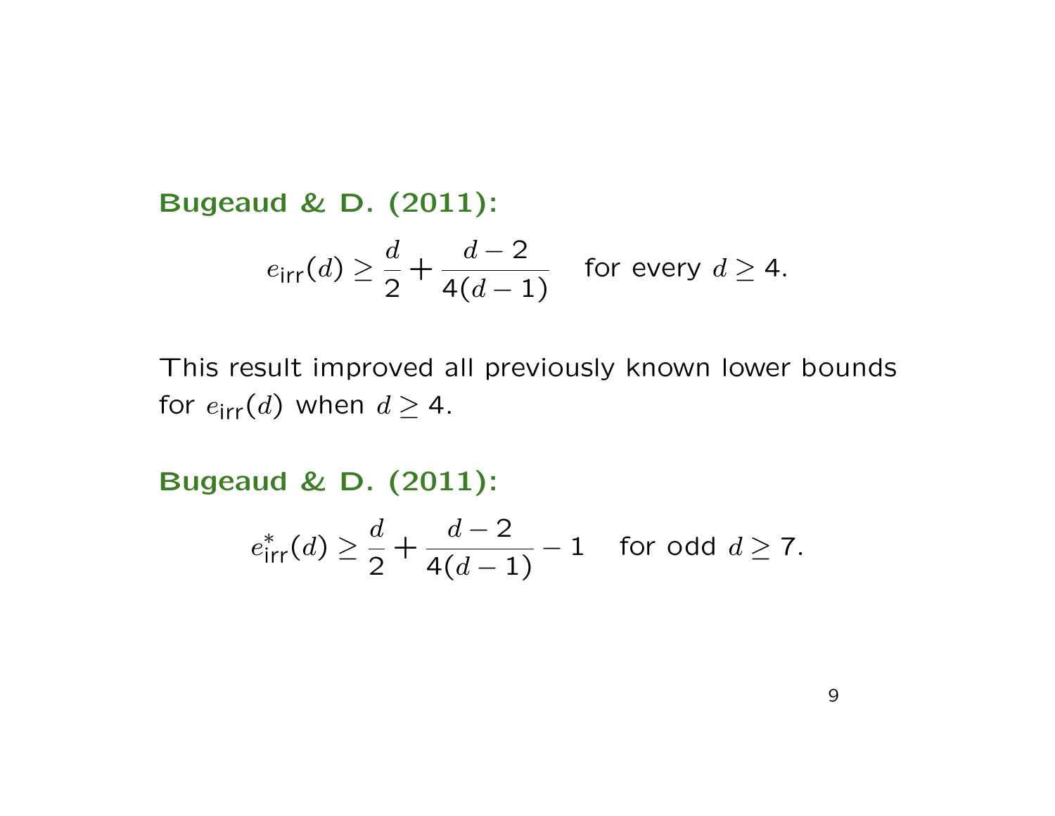**Bugeaud & D. (2011):**

$$e_{\mathrm{irr}}(d) \geq \frac{d}{2} + \frac{d-2}{4(d-1)} \quad \text{for every } d \geq 4.$$

This result improved all previously known lower bounds for $e_{\mathrm{irr}}(d)$ when $d \geq 4$.

**Bugeaud & D. (2011):**

$$e^*_{\mathrm{irr}}(d) \geq \frac{d}{2} + \frac{d-2}{4(d-1)} - 1 \quad \text{for odd } d \geq 7.$$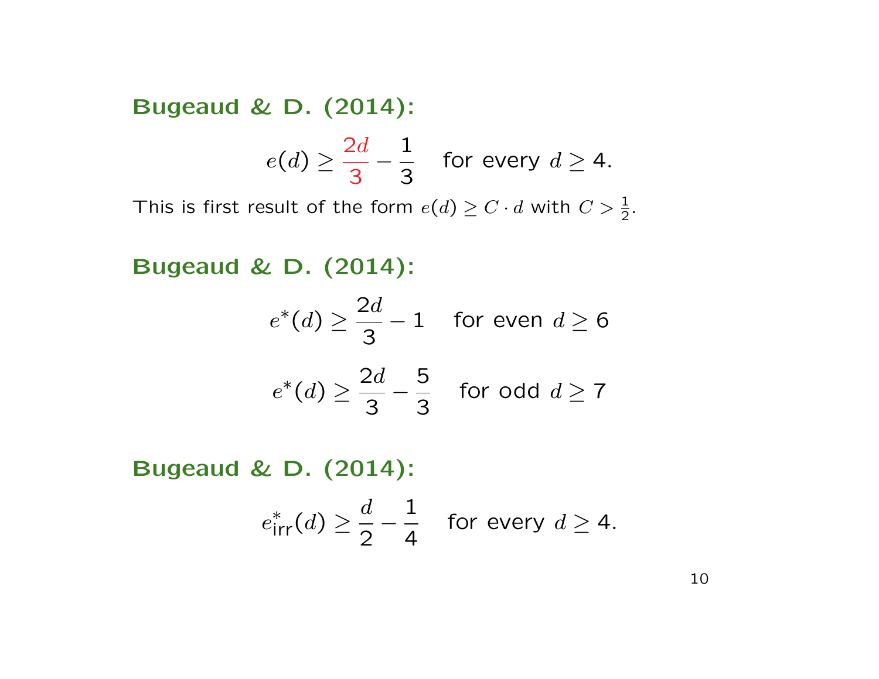**Bugeaud & D. (2014):**

$$e(d) \geq \frac{2d}{3} - \frac{1}{3} \quad \text{for every } d \geq 4.$$

This is first result of the form $e(d) \geq C \cdot d$ with $C > \frac{1}{2}$.

**Bugeaud & D. (2014):**

$$e^*(d) \geq \frac{2d}{3} - 1 \quad \text{for even } d \geq 6$$

$$e^*(d) \geq \frac{2d}{3} - \frac{5}{3} \quad \text{for odd } d \geq 7$$

**Bugeaud & D. (2014):**

$$e^*_{\mathrm{irr}}(d) \geq \frac{d}{2} - \frac{1}{4} \quad \text{for every } d \geq 4.$$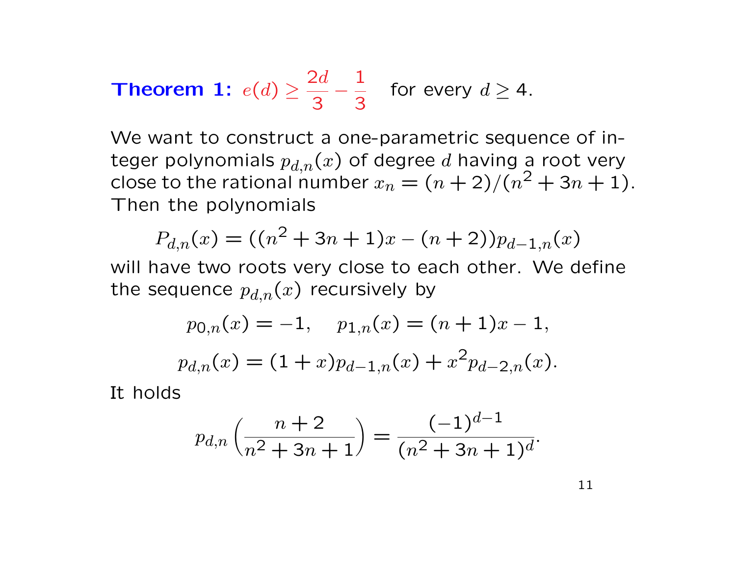**Theorem 1:** $e(d) \geq \frac{2d}{3} - \frac{1}{3}$ for every $d \geq 4$.

We want to construct a one-parametric sequence of integer polynomials $p_{d,n}(x)$ of degree $d$ having a root very close to the rational number $x_n = (n+2)/(n^2+3n+1)$. Then the polynomials

$$P_{d,n}(x) = ((n^2+3n+1)x - (n+2))p_{d-1,n}(x)$$

will have two roots very close to each other. We define the sequence $p_{d,n}(x)$ recursively by

$$p_{0,n}(x) = -1, \quad p_{1,n}(x) = (n+1)x - 1,$$

$$p_{d,n}(x) = (1+x)p_{d-1,n}(x) + x^2 p_{d-2,n}(x).$$

It holds

$$p_{d,n}\left(\frac{n+2}{n^2+3n+1}\right) = \frac{(-1)^{d-1}}{(n^2+3n+1)^d}.$$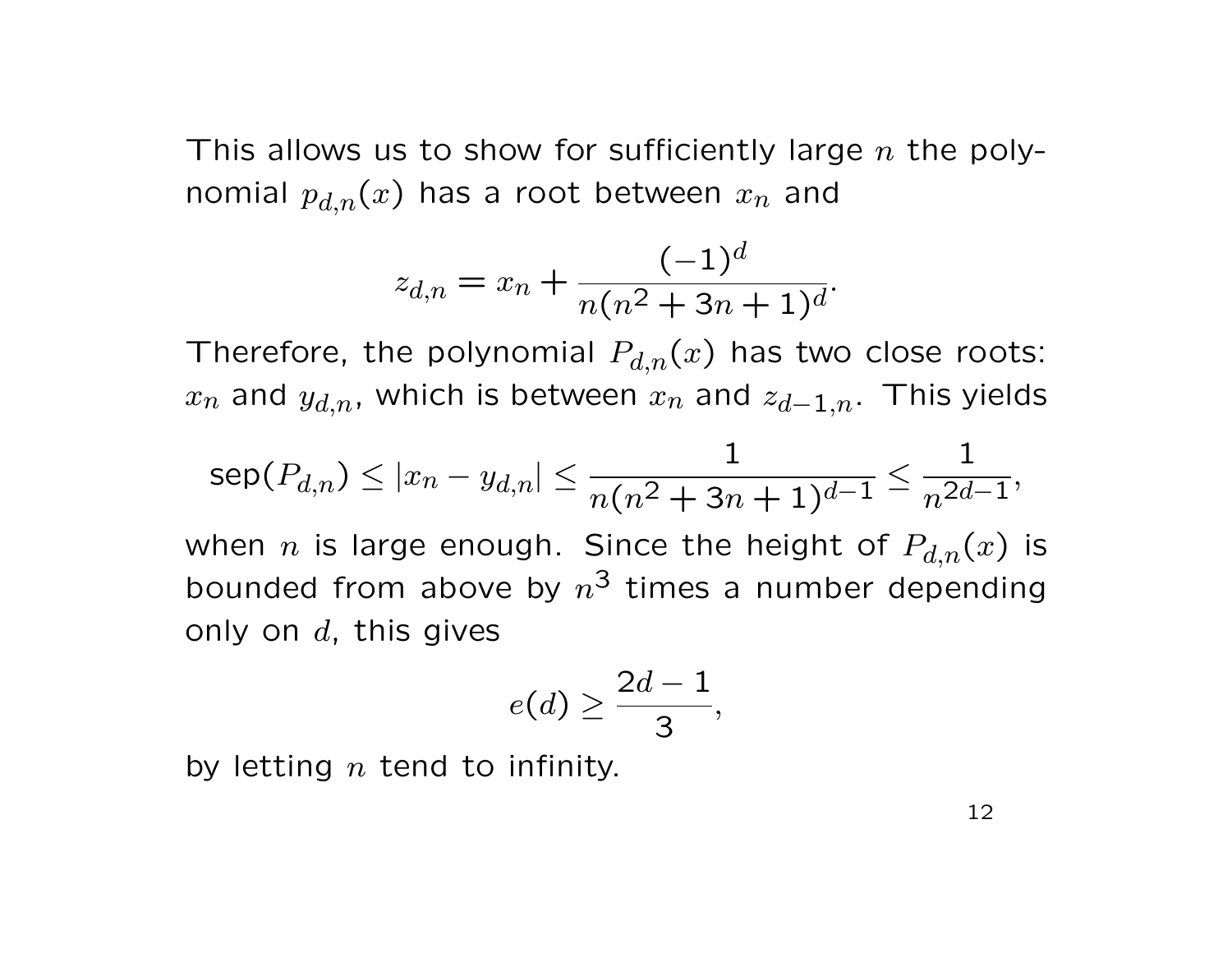This allows us to show for sufficiently large $n$ the polynomial $p_{d,n}(x)$ has a root between $x_n$ and

$$z_{d,n} = x_n + \frac{(-1)^d}{n(n^2+3n+1)^d}.$$

Therefore, the polynomial $P_{d,n}(x)$ has two close roots: $x_n$ and $y_{d,n}$, which is between $x_n$ and $z_{d-1,n}$. This yields

$$\mathrm{sep}(P_{d,n}) \leq |x_n - y_{d,n}| \leq \frac{1}{n(n^2+3n+1)^{d-1}} \leq \frac{1}{n^{2d-1}},$$

when $n$ is large enough. Since the height of $P_{d,n}(x)$ is bounded from above by $n^3$ times a number depending only on $d$, this gives

$$e(d) \geq \frac{2d-1}{3},$$

by letting $n$ tend to infinity.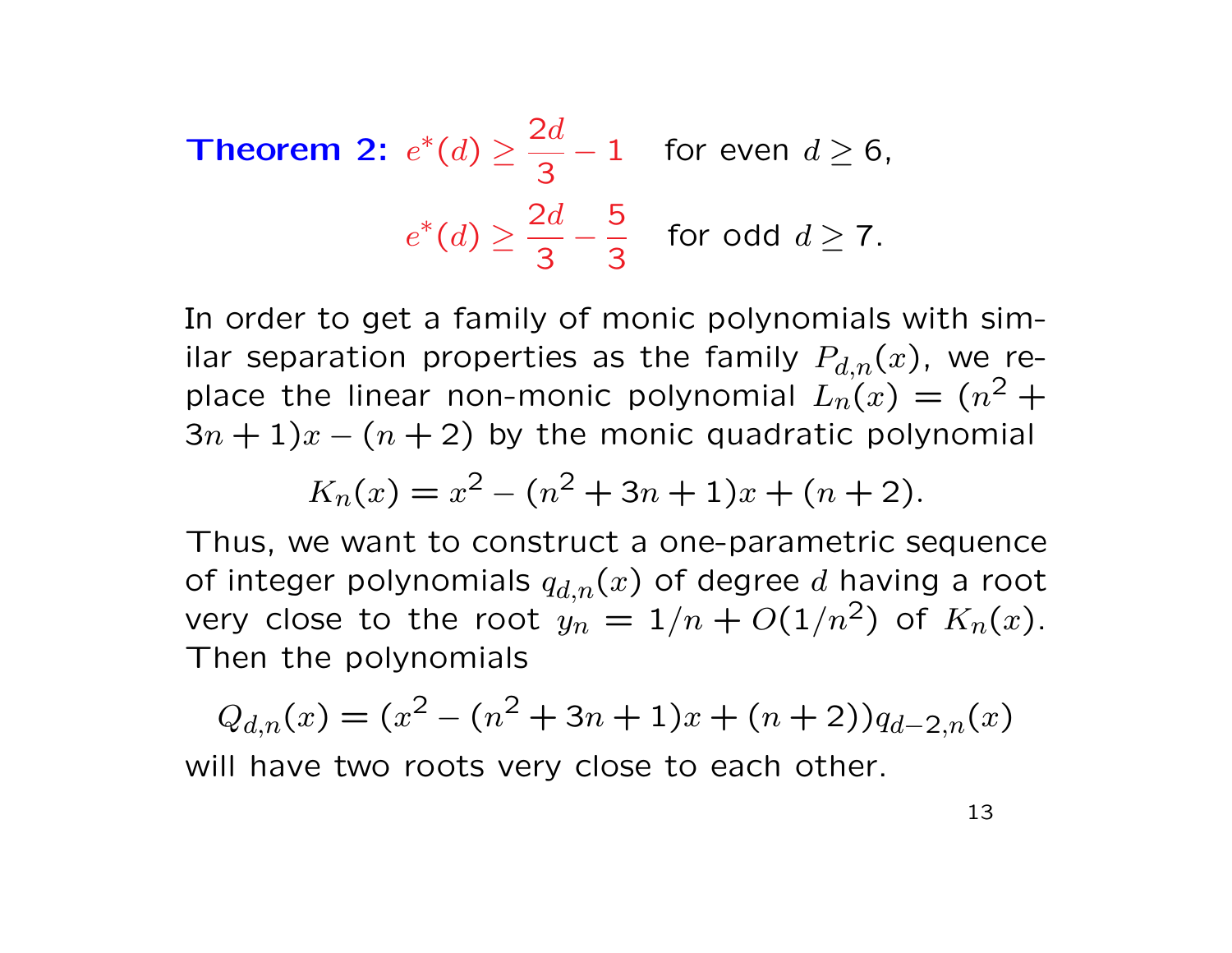**Theorem 2:** $e^*(d) \geq \frac{2d}{3} - 1$ for even $d \geq 6$,

$$e^*(d) \geq \frac{2d}{3} - \frac{5}{3} \quad \text{for odd } d \geq 7.$$

In order to get a family of monic polynomials with similar separation properties as the family $P_{d,n}(x)$, we replace the linear non-monic polynomial $L_n(x) = (n^2 + 3n + 1)x - (n + 2)$ by the monic quadratic polynomial

$$K_n(x) = x^2 - (n^2 + 3n + 1)x + (n + 2).$$

Thus, we want to construct a one-parametric sequence of integer polynomials $q_{d,n}(x)$ of degree $d$ having a root very close to the root $y_n = 1/n + O(1/n^2)$ of $K_n(x)$. Then the polynomials

$$Q_{d,n}(x) = (x^2 - (n^2 + 3n + 1)x + (n + 2))q_{d-2,n}(x)$$

will have two roots very close to each other.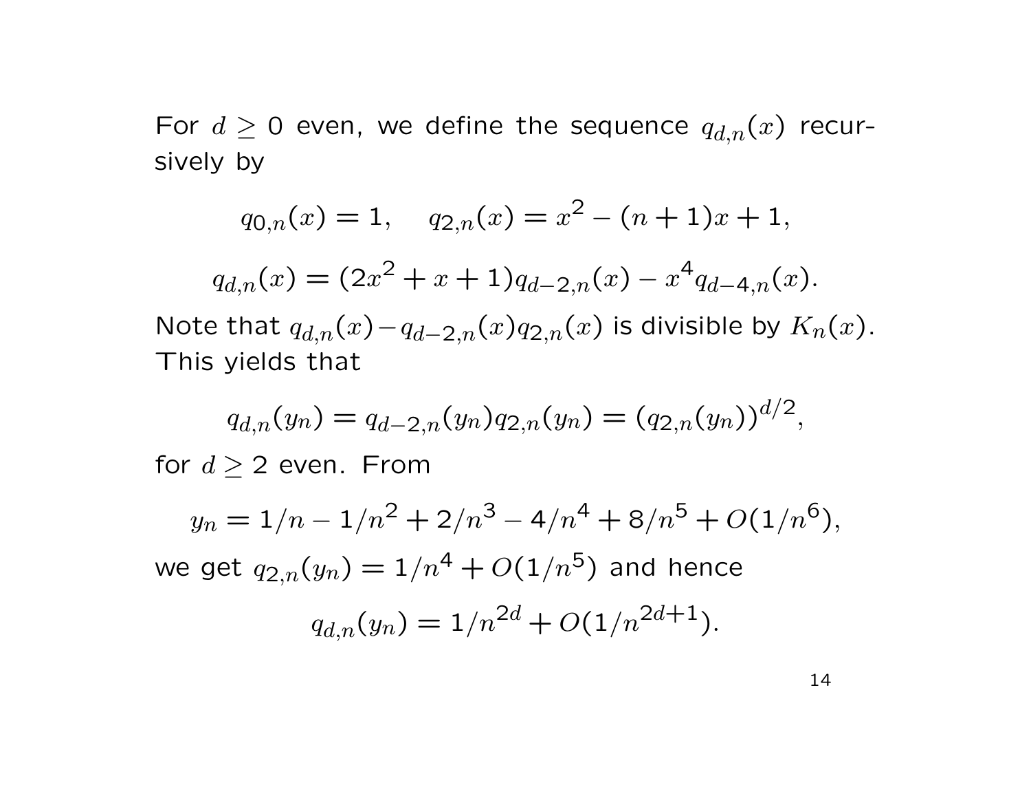For $d \geq 0$ even, we define the sequence $q_{d,n}(x)$ recursively by

$$q_{0,n}(x) = 1, \quad q_{2,n}(x) = x^2 - (n+1)x + 1,$$

$$q_{d,n}(x) = (2x^2 + x + 1)q_{d-2,n}(x) - x^4 q_{d-4,n}(x).$$

Note that $q_{d,n}(x) - q_{d-2,n}(x)q_{2,n}(x)$ is divisible by $K_n(x)$. This yields that

$$q_{d,n}(y_n) = q_{d-2,n}(y_n)q_{2,n}(y_n) = (q_{2,n}(y_n))^{d/2},$$

for $d \geq 2$ even. From

$$y_n = 1/n - 1/n^2 + 2/n^3 - 4/n^4 + 8/n^5 + O(1/n^6),$$

we get $q_{2,n}(y_n) = 1/n^4 + O(1/n^5)$ and hence

$$q_{d,n}(y_n) = 1/n^{2d} + O(1/n^{2d+1}).$$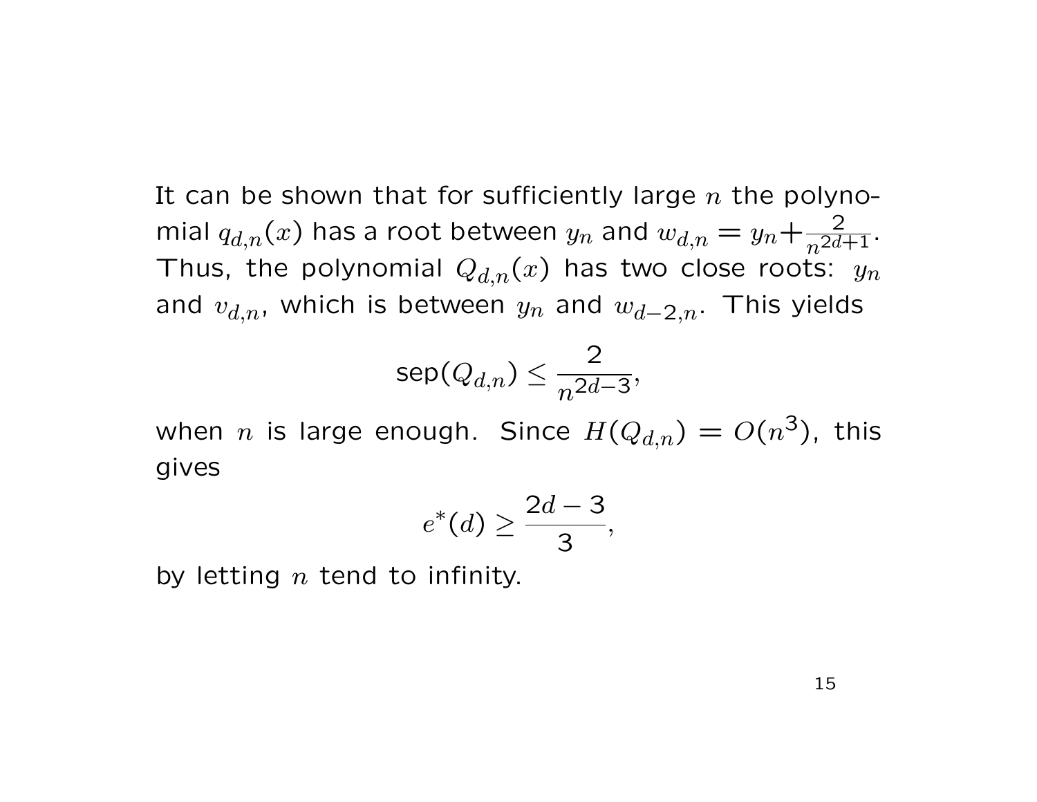It can be shown that for sufficiently large $n$ the polynomial $q_{d,n}(x)$ has a root between $y_n$ and $w_{d,n} = y_n + \frac{2}{n^{2d+1}}$. Thus, the polynomial $Q_{d,n}(x)$ has two close roots: $y_n$ and $v_{d,n}$, which is between $y_n$ and $w_{d-2,n}$. This yields

$$\mathsf{sep}(Q_{d,n}) \leq \frac{2}{n^{2d-3}},$$

when $n$ is large enough. Since $H(Q_{d,n}) = O(n^3)$, this gives

$$e^*(d) \geq \frac{2d-3}{3},$$

by letting $n$ tend to infinity.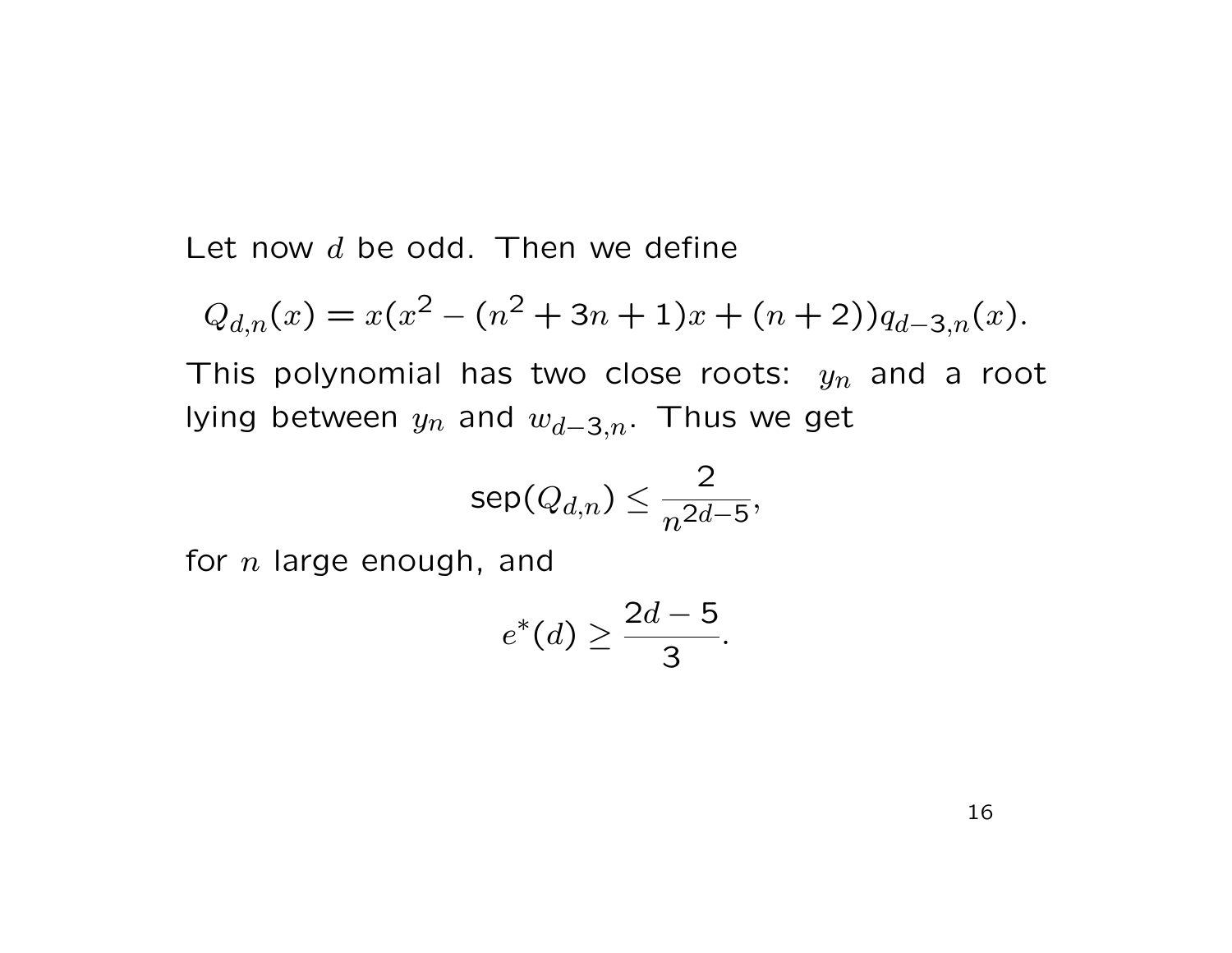Let now $d$ be odd. Then we define

$$Q_{d,n}(x) = x(x^2 - (n^2 + 3n + 1)x + (n + 2))q_{d-3,n}(x).$$

This polynomial has two close roots: $y_n$ and a root lying between $y_n$ and $w_{d-3,n}$. Thus we get

$$\text{sep}(Q_{d,n}) \leq \frac{2}{n^{2d-5}},$$

for $n$ large enough, and

$$e^*(d) \geq \frac{2d - 5}{3}.$$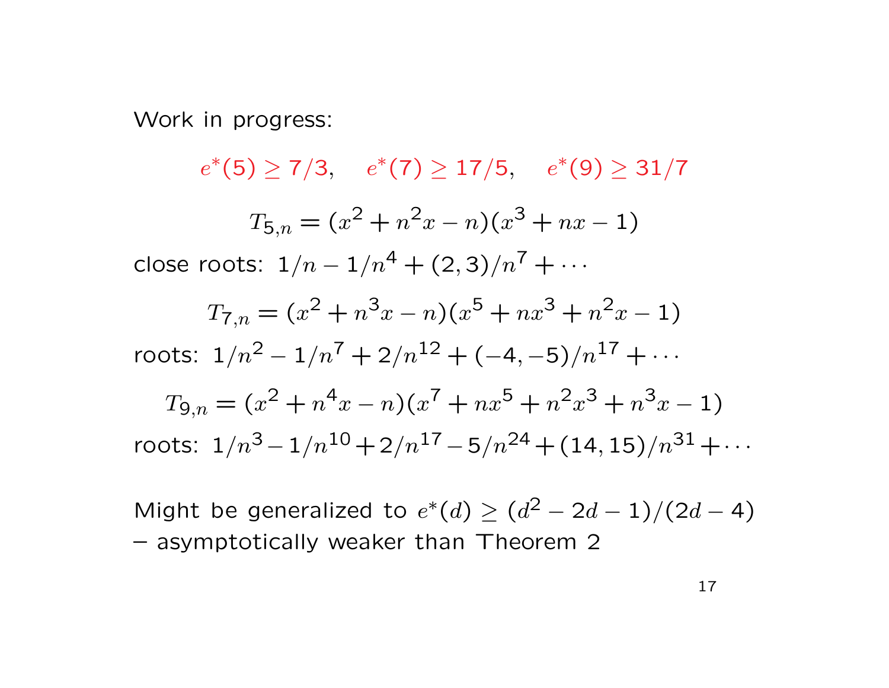Work in progress:

$$e^*(5) \geq 7/3, \quad e^*(7) \geq 17/5, \quad e^*(9) \geq 31/7$$

$$T_{5,n} = (x^2 + n^2 x - n)(x^3 + nx - 1)$$

close roots: $1/n - 1/n^4 + (2,3)/n^7 + \cdots$

$$T_{7,n} = (x^2 + n^3 x - n)(x^5 + nx^3 + n^2 x - 1)$$

roots: $1/n^2 - 1/n^7 + 2/n^{12} + (-4,-5)/n^{17} + \cdots$

$$T_{9,n} = (x^2 + n^4 x - n)(x^7 + nx^5 + n^2 x^3 + n^3 x - 1)$$

roots: $1/n^3 - 1/n^{10} + 2/n^{17} - 5/n^{24} + (14,15)/n^{31} + \cdots$

Might be generalized to $e^*(d) \geq (d^2 - 2d - 1)/(2d - 4)$
– asymptotically weaker than Theorem 2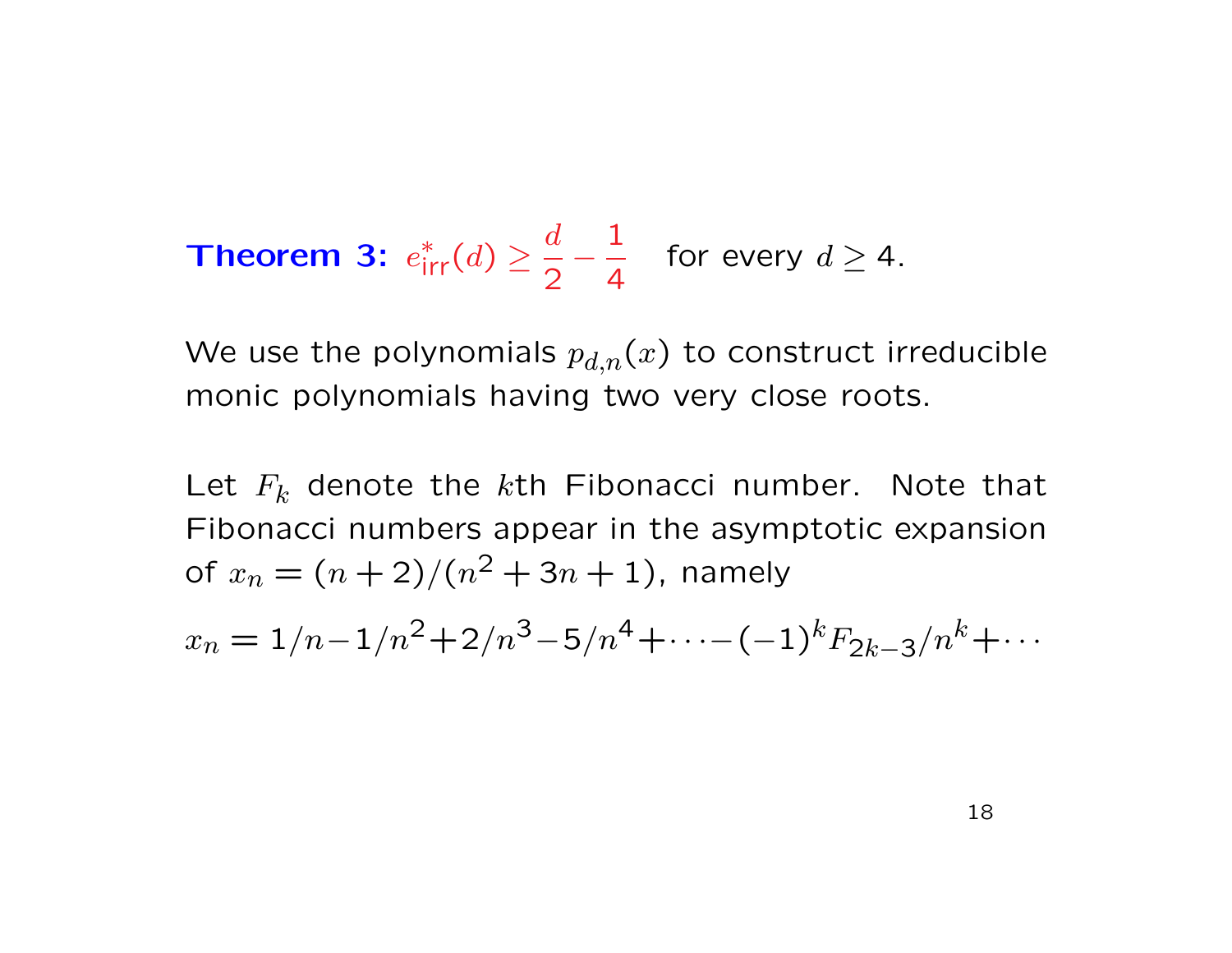**Theorem 3:** $e^*_{\text{irr}}(d) \geq \dfrac{d}{2} - \dfrac{1}{4}$ for every $d \geq 4$.

We use the polynomials $p_{d,n}(x)$ to construct irreducible monic polynomials having two very close roots.

Let $F_k$ denote the $k$th Fibonacci number. Note that Fibonacci numbers appear in the asymptotic expansion of $x_n = (n+2)/(n^2+3n+1)$, namely

$$x_n = 1/n - 1/n^2 + 2/n^3 - 5/n^4 + \cdots - (-1)^k F_{2k-3}/n^k + \cdots$$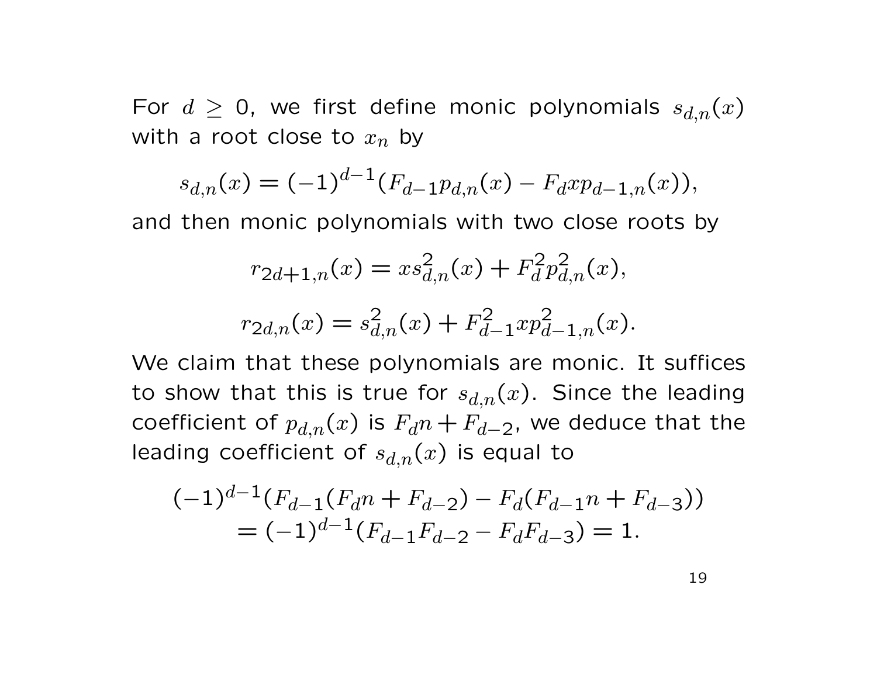For $d \geq 0$, we first define monic polynomials $s_{d,n}(x)$ with a root close to $x_n$ by

$$s_{d,n}(x) = (-1)^{d-1}(F_{d-1}p_{d,n}(x) - F_d x p_{d-1,n}(x)),$$

and then monic polynomials with two close roots by

$$r_{2d+1,n}(x) = x s_{d,n}^2(x) + F_d^2 p_{d,n}^2(x),$$

$$r_{2d,n}(x) = s_{d,n}^2(x) + F_{d-1}^2 x p_{d-1,n}^2(x).$$

We claim that these polynomials are monic. It suffices to show that this is true for $s_{d,n}(x)$. Since the leading coefficient of $p_{d,n}(x)$ is $F_d n + F_{d-2}$, we deduce that the leading coefficient of $s_{d,n}(x)$ is equal to

$$\begin{aligned}(-1)^{d-1}&(F_{d-1}(F_d n + F_{d-2}) - F_d(F_{d-1}n + F_{d-3})) \\ &= (-1)^{d-1}(F_{d-1}F_{d-2} - F_d F_{d-3}) = 1.\end{aligned}$$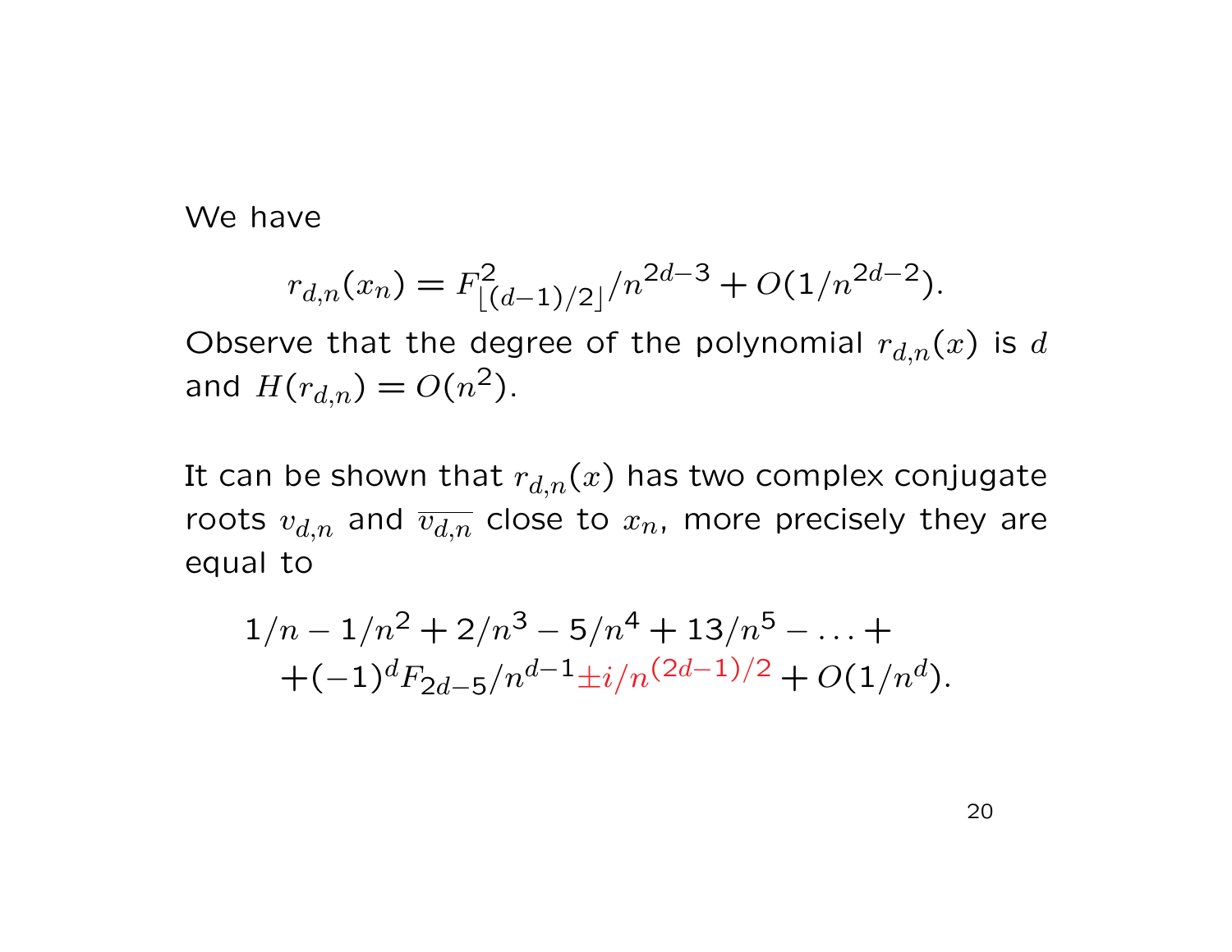We have

$$r_{d,n}(x_n) = F^2_{\lfloor (d-1)/2 \rfloor}/n^{2d-3} + O(1/n^{2d-2}).$$

Observe that the degree of the polynomial $r_{d,n}(x)$ is $d$ and $H(r_{d,n}) = O(n^2)$.

It can be shown that $r_{d,n}(x)$ has two complex conjugate roots $v_{d,n}$ and $\overline{v_{d,n}}$ close to $x_n$, more precisely they are equal to

$$1/n - 1/n^2 + 2/n^3 - 5/n^4 + 13/n^5 - \ldots + \\ +(-1)^d F_{2d-5}/n^{d-1} \pm i/n^{(2d-1)/2} + O(1/n^d).$$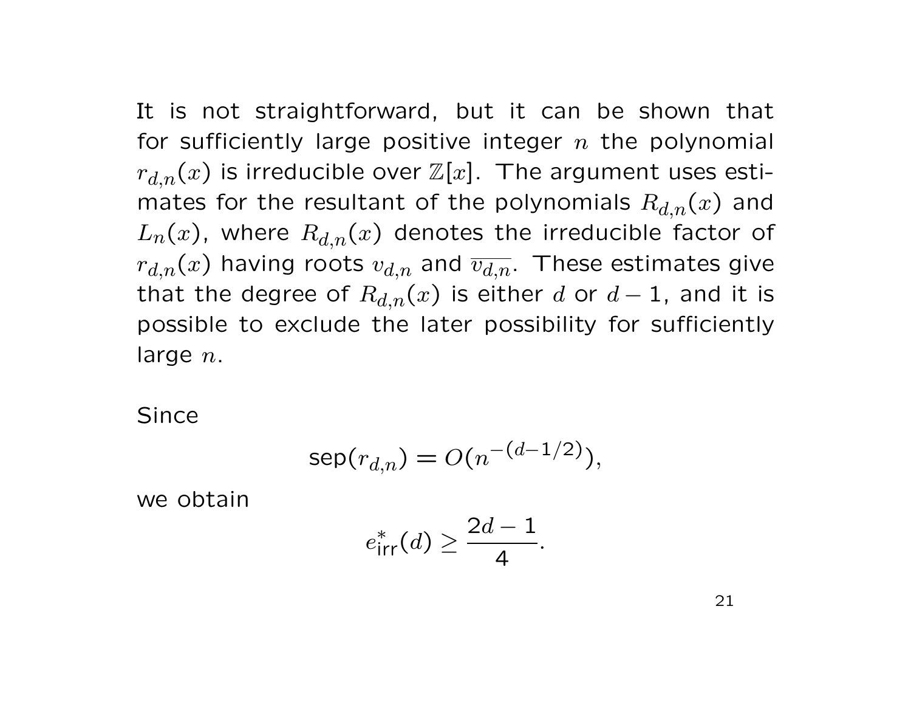It is not straightforward, but it can be shown that for sufficiently large positive integer $n$ the polynomial $r_{d,n}(x)$ is irreducible over $\mathbb{Z}[x]$. The argument uses estimates for the resultant of the polynomials $R_{d,n}(x)$ and $L_n(x)$, where $R_{d,n}(x)$ denotes the irreducible factor of $r_{d,n}(x)$ having roots $v_{d,n}$ and $\overline{v_{d,n}}$. These estimates give that the degree of $R_{d,n}(x)$ is either $d$ or $d-1$, and it is possible to exclude the later possibility for sufficiently large $n$.

Since

$$\mathsf{sep}(r_{d,n}) = O(n^{-(d-1/2)}),$$

we obtain

$$e^*_{\mathsf{irr}}(d) \geq \frac{2d-1}{4}.$$